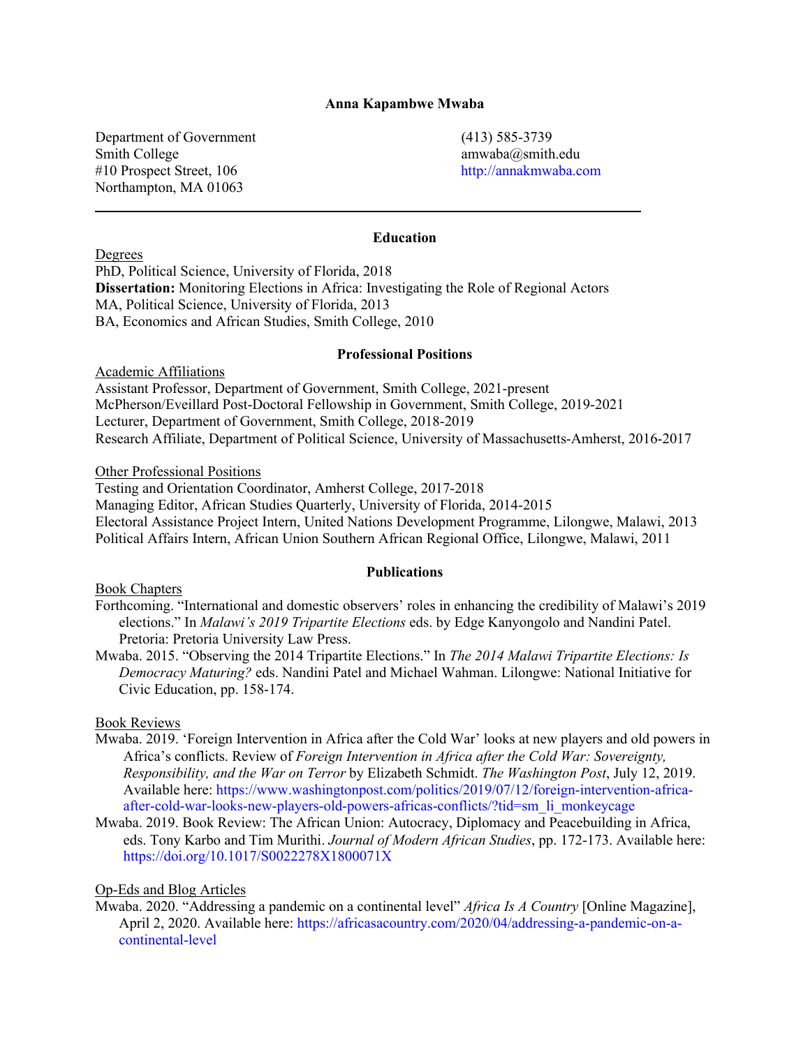# Anna Kapambwe Mwaba

Department of Government
Smith College
#10 Prospect Street, 106
Northampton, MA 01063

(413) 585-3739
amwaba@smith.edu
http://annakmwaba.com

---

## Education

Degrees

PhD, Political Science, University of Florida, 2018
**Dissertation:** Monitoring Elections in Africa: Investigating the Role of Regional Actors
MA, Political Science, University of Florida, 2013
BA, Economics and African Studies, Smith College, 2010

## Professional Positions

Academic Affiliations

Assistant Professor, Department of Government, Smith College, 2021-present
McPherson/Eveillard Post-Doctoral Fellowship in Government, Smith College, 2019-2021
Lecturer, Department of Government, Smith College, 2018-2019
Research Affiliate, Department of Political Science, University of Massachusetts-Amherst, 2016-2017

Other Professional Positions

Testing and Orientation Coordinator, Amherst College, 2017-2018
Managing Editor, African Studies Quarterly, University of Florida, 2014-2015
Electoral Assistance Project Intern, United Nations Development Programme, Lilongwe, Malawi, 2013
Political Affairs Intern, African Union Southern African Regional Office, Lilongwe, Malawi, 2011

## Publications

Book Chapters

Forthcoming. "International and domestic observers' roles in enhancing the credibility of Malawi's 2019 elections." In *Malawi's 2019 Tripartite Elections* eds. by Edge Kanyongolo and Nandini Patel. Pretoria: Pretoria University Law Press.

Mwaba. 2015. "Observing the 2014 Tripartite Elections." In *The 2014 Malawi Tripartite Elections: Is Democracy Maturing?* eds. Nandini Patel and Michael Wahman. Lilongwe: National Initiative for Civic Education, pp. 158-174.

Book Reviews

Mwaba. 2019. 'Foreign Intervention in Africa after the Cold War' looks at new players and old powers in Africa's conflicts. Review of *Foreign Intervention in Africa after the Cold War: Sovereignty, Responsibility, and the War on Terror* by Elizabeth Schmidt. *The Washington Post*, July 12, 2019. Available here: https://www.washingtonpost.com/politics/2019/07/12/foreign-intervention-africa-after-cold-war-looks-new-players-old-powers-africas-conflicts/?tid=sm_li_monkeycage

Mwaba. 2019. Book Review: The African Union: Autocracy, Diplomacy and Peacebuilding in Africa, eds. Tony Karbo and Tim Murithi. *Journal of Modern African Studies*, pp. 172-173. Available here: https://doi.org/10.1017/S0022278X1800071X

Op-Eds and Blog Articles

Mwaba. 2020. "Addressing a pandemic on a continental level" *Africa Is A Country* [Online Magazine], April 2, 2020. Available here: https://africasacountry.com/2020/04/addressing-a-pandemic-on-a-continental-level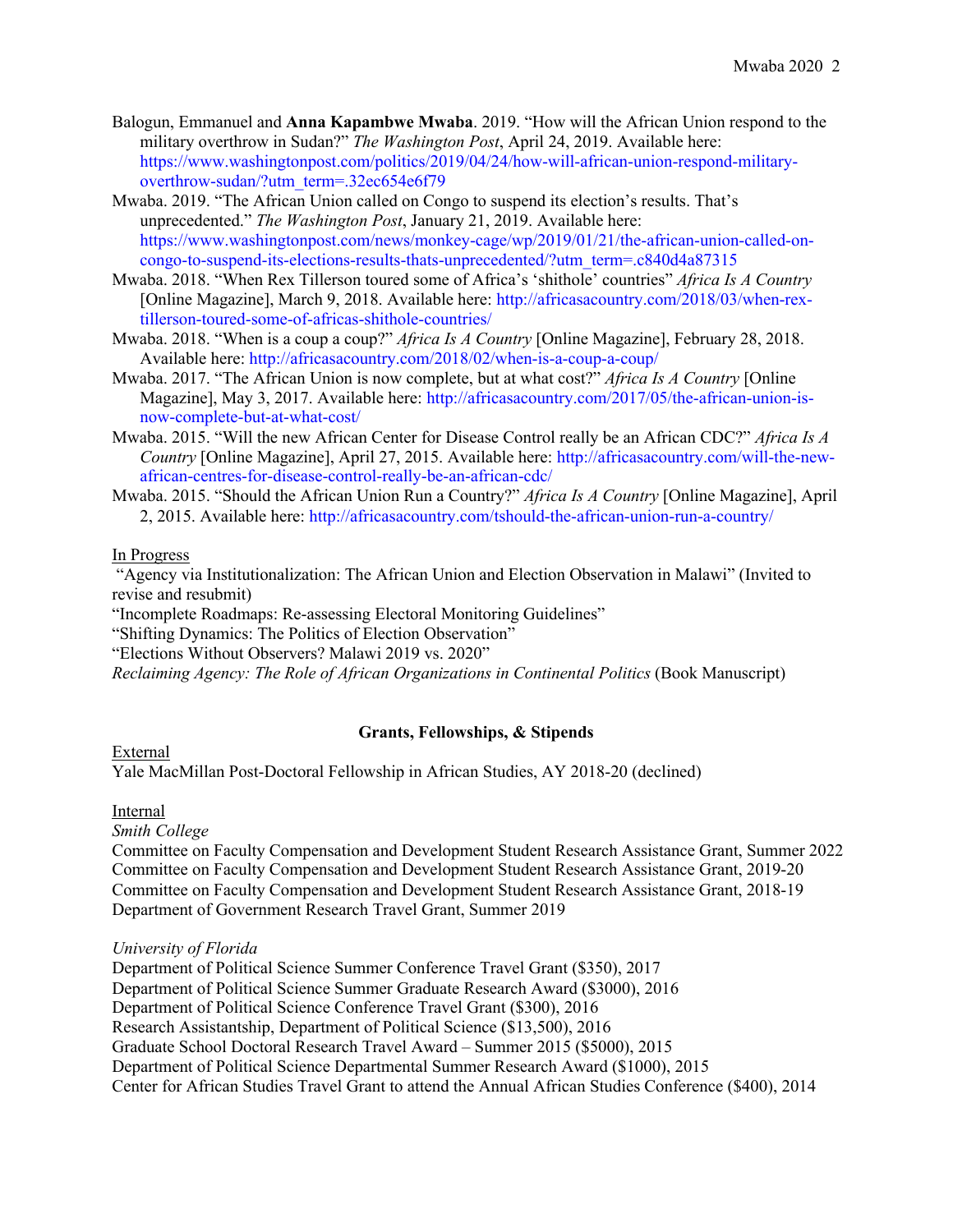Balogun, Emmanuel and **Anna Kapambwe Mwaba**. 2019. "How will the African Union respond to the military overthrow in Sudan?" *The Washington Post*, April 24, 2019. Available here: https://www.washingtonpost.com/politics/2019/04/24/how-will-african-union-respond-military-overthrow-sudan/?utm_term=.32ec654e6f79

Mwaba. 2019. "The African Union called on Congo to suspend its election's results. That's unprecedented." *The Washington Post*, January 21, 2019. Available here: https://www.washingtonpost.com/news/monkey-cage/wp/2019/01/21/the-african-union-called-on-congo-to-suspend-its-elections-results-thats-unprecedented/?utm_term=.c840d4a87315

Mwaba. 2018. "When Rex Tillerson toured some of Africa's 'shithole' countries" *Africa Is A Country* [Online Magazine], March 9, 2018. Available here: http://africasacountry.com/2018/03/when-rex-tillerson-toured-some-of-africas-shithole-countries/

Mwaba. 2018. "When is a coup a coup?" *Africa Is A Country* [Online Magazine], February 28, 2018. Available here: http://africasacountry.com/2018/02/when-is-a-coup-a-coup/

Mwaba. 2017. "The African Union is now complete, but at what cost?" *Africa Is A Country* [Online Magazine], May 3, 2017. Available here: http://africasacountry.com/2017/05/the-african-union-is-now-complete-but-at-what-cost/

Mwaba. 2015. "Will the new African Center for Disease Control really be an African CDC?" *Africa Is A Country* [Online Magazine], April 27, 2015. Available here: http://africasacountry.com/will-the-new-african-centres-for-disease-control-really-be-an-african-cdc/

Mwaba. 2015. "Should the African Union Run a Country?" *Africa Is A Country* [Online Magazine], April 2, 2015. Available here: http://africasacountry.com/tshould-the-african-union-run-a-country/

In Progress

"Agency via Institutionalization: The African Union and Election Observation in Malawi" (Invited to revise and resubmit)

"Incomplete Roadmaps: Re-assessing Electoral Monitoring Guidelines"

"Shifting Dynamics: The Politics of Election Observation"

"Elections Without Observers? Malawi 2019 vs. 2020"

*Reclaiming Agency: The Role of African Organizations in Continental Politics* (Book Manuscript)

## Grants, Fellowships, & Stipends

External

Yale MacMillan Post-Doctoral Fellowship in African Studies, AY 2018-20 (declined)

Internal

*Smith College*

Committee on Faculty Compensation and Development Student Research Assistance Grant, Summer 2022
Committee on Faculty Compensation and Development Student Research Assistance Grant, 2019-20
Committee on Faculty Compensation and Development Student Research Assistance Grant, 2018-19
Department of Government Research Travel Grant, Summer 2019

*University of Florida*

Department of Political Science Summer Conference Travel Grant ($350), 2017
Department of Political Science Summer Graduate Research Award ($3000), 2016
Department of Political Science Conference Travel Grant ($300), 2016
Research Assistantship, Department of Political Science ($13,500), 2016
Graduate School Doctoral Research Travel Award – Summer 2015 ($5000), 2015
Department of Political Science Departmental Summer Research Award ($1000), 2015
Center for African Studies Travel Grant to attend the Annual African Studies Conference ($400), 2014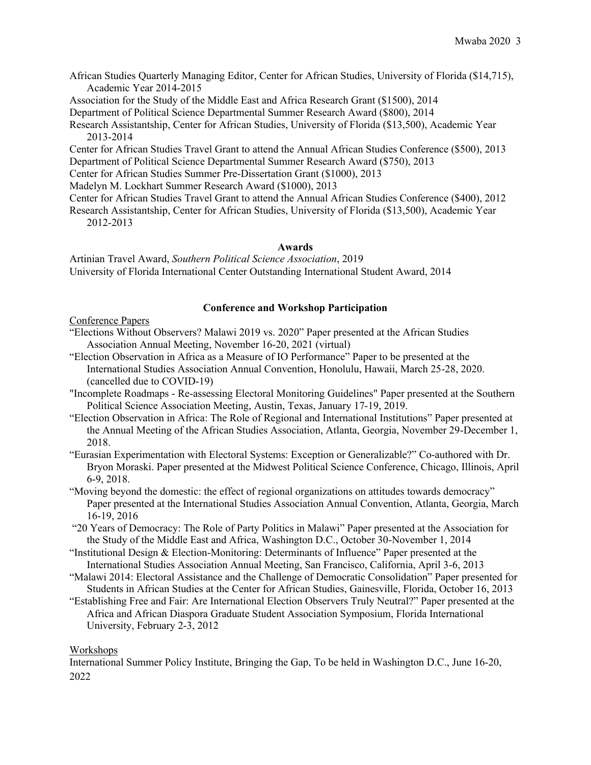African Studies Quarterly Managing Editor, Center for African Studies, University of Florida ($14,715), Academic Year 2014-2015

Association for the Study of the Middle East and Africa Research Grant ($1500), 2014

Department of Political Science Departmental Summer Research Award ($800), 2014

Research Assistantship, Center for African Studies, University of Florida ($13,500), Academic Year 2013-2014

Center for African Studies Travel Grant to attend the Annual African Studies Conference ($500), 2013

Department of Political Science Departmental Summer Research Award ($750), 2013

Center for African Studies Summer Pre-Dissertation Grant ($1000), 2013

Madelyn M. Lockhart Summer Research Award ($1000), 2013

Center for African Studies Travel Grant to attend the Annual African Studies Conference ($400), 2012

Research Assistantship, Center for African Studies, University of Florida ($13,500), Academic Year 2012-2013

**Awards**

Artinian Travel Award, *Southern Political Science Association*, 2019

University of Florida International Center Outstanding International Student Award, 2014

**Conference and Workshop Participation**

Conference Papers

"Elections Without Observers? Malawi 2019 vs. 2020" Paper presented at the African Studies Association Annual Meeting, November 16-20, 2021 (virtual)

"Election Observation in Africa as a Measure of IO Performance" Paper to be presented at the International Studies Association Annual Convention, Honolulu, Hawaii, March 25-28, 2020. (cancelled due to COVID-19)

"Incomplete Roadmaps - Re-assessing Electoral Monitoring Guidelines" Paper presented at the Southern Political Science Association Meeting, Austin, Texas, January 17-19, 2019.

"Election Observation in Africa: The Role of Regional and International Institutions" Paper presented at the Annual Meeting of the African Studies Association, Atlanta, Georgia, November 29-December 1, 2018.

"Eurasian Experimentation with Electoral Systems: Exception or Generalizable?" Co-authored with Dr. Bryon Moraski. Paper presented at the Midwest Political Science Conference, Chicago, Illinois, April 6-9, 2018.

"Moving beyond the domestic: the effect of regional organizations on attitudes towards democracy" Paper presented at the International Studies Association Annual Convention, Atlanta, Georgia, March 16-19, 2016

"20 Years of Democracy: The Role of Party Politics in Malawi" Paper presented at the Association for the Study of the Middle East and Africa, Washington D.C., October 30-November 1, 2014

"Institutional Design & Election-Monitoring: Determinants of Influence" Paper presented at the International Studies Association Annual Meeting, San Francisco, California, April 3-6, 2013

"Malawi 2014: Electoral Assistance and the Challenge of Democratic Consolidation" Paper presented for Students in African Studies at the Center for African Studies, Gainesville, Florida, October 16, 2013

"Establishing Free and Fair: Are International Election Observers Truly Neutral?" Paper presented at the Africa and African Diaspora Graduate Student Association Symposium, Florida International University, February 2-3, 2012

Workshops

International Summer Policy Institute, Bringing the Gap, To be held in Washington D.C., June 16-20, 2022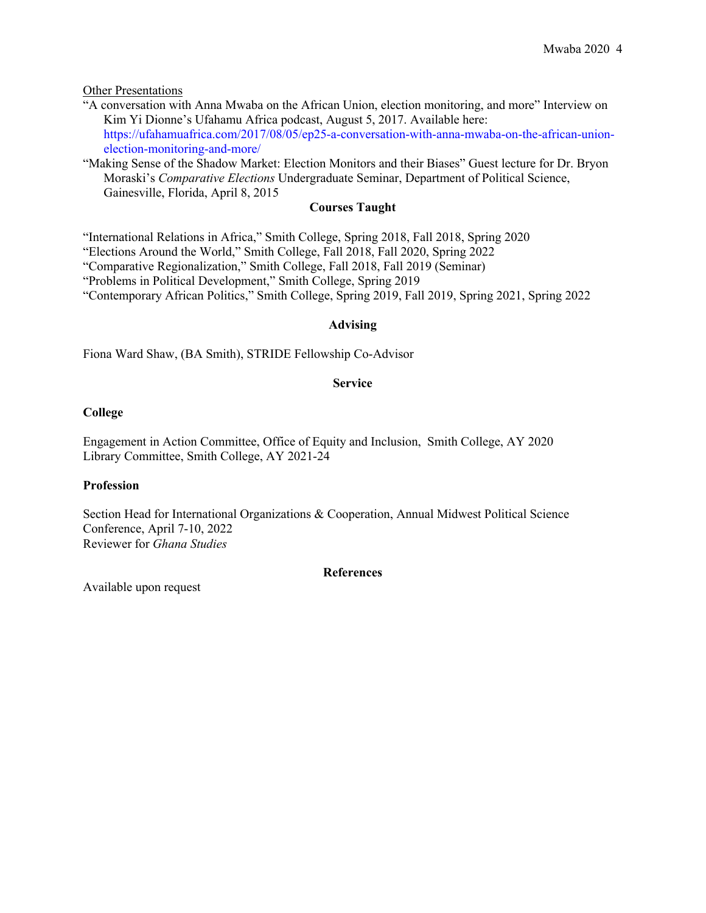Other Presentations

"A conversation with Anna Mwaba on the African Union, election monitoring, and more" Interview on Kim Yi Dionne's Ufahamu Africa podcast, August 5, 2017. Available here: https://ufahamuafrica.com/2017/08/05/ep25-a-conversation-with-anna-mwaba-on-the-african-union-election-monitoring-and-more/

"Making Sense of the Shadow Market: Election Monitors and their Biases" Guest lecture for Dr. Bryon Moraski's *Comparative Elections* Undergraduate Seminar, Department of Political Science, Gainesville, Florida, April 8, 2015

## Courses Taught

"International Relations in Africa," Smith College, Spring 2018, Fall 2018, Spring 2020
"Elections Around the World," Smith College, Fall 2018, Fall 2020, Spring 2022
"Comparative Regionalization," Smith College, Fall 2018, Fall 2019 (Seminar)
"Problems in Political Development," Smith College, Spring 2019
"Contemporary African Politics," Smith College, Spring 2019, Fall 2019, Spring 2021, Spring 2022

## Advising

Fiona Ward Shaw, (BA Smith), STRIDE Fellowship Co-Advisor

## Service

### College

Engagement in Action Committee, Office of Equity and Inclusion, Smith College, AY 2020
Library Committee, Smith College, AY 2021-24

### Profession

Section Head for International Organizations & Cooperation, Annual Midwest Political Science Conference, April 7-10, 2022
Reviewer for *Ghana Studies*

## References

Available upon request